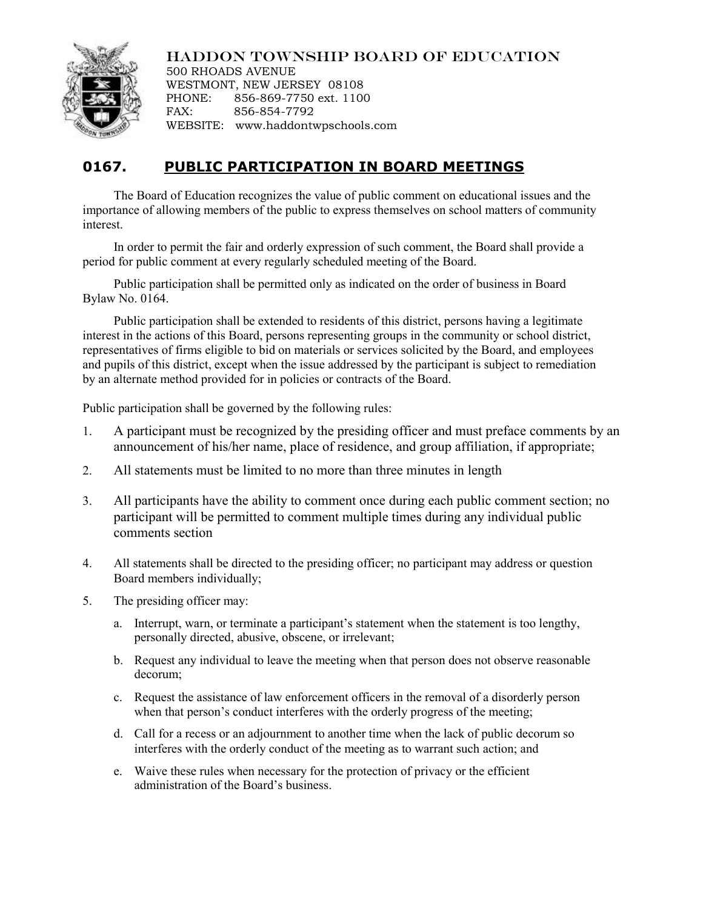HADDON TOWNSHIP BOARD OF EDUCATION
500 RHOADS AVENUE
WESTMONT, NEW JERSEY 08108
PHONE: 856-869-7750 ext. 1100
FAX: 856-854-7792
WEBSITE: www.haddontwpschools.com

# 0167. PUBLIC PARTICIPATION IN BOARD MEETINGS

The Board of Education recognizes the value of public comment on educational issues and the importance of allowing members of the public to express themselves on school matters of community interest.

In order to permit the fair and orderly expression of such comment, the Board shall provide a period for public comment at every regularly scheduled meeting of the Board.

Public participation shall be permitted only as indicated on the order of business in Board Bylaw No. 0164.

Public participation shall be extended to residents of this district, persons having a legitimate interest in the actions of this Board, persons representing groups in the community or school district, representatives of firms eligible to bid on materials or services solicited by the Board, and employees and pupils of this district, except when the issue addressed by the participant is subject to remediation by an alternate method provided for in policies or contracts of the Board.

Public participation shall be governed by the following rules:

1. A participant must be recognized by the presiding officer and must preface comments by an announcement of his/her name, place of residence, and group affiliation, if appropriate;
2. All statements must be limited to no more than three minutes in length
3. All participants have the ability to comment once during each public comment section; no participant will be permitted to comment multiple times during any individual public comments section
4. All statements shall be directed to the presiding officer; no participant may address or question Board members individually;
5. The presiding officer may:
   a. Interrupt, warn, or terminate a participant's statement when the statement is too lengthy, personally directed, abusive, obscene, or irrelevant;
   b. Request any individual to leave the meeting when that person does not observe reasonable decorum;
   c. Request the assistance of law enforcement officers in the removal of a disorderly person when that person's conduct interferes with the orderly progress of the meeting;
   d. Call for a recess or an adjournment to another time when the lack of public decorum so interferes with the orderly conduct of the meeting as to warrant such action; and
   e. Waive these rules when necessary for the protection of privacy or the efficient administration of the Board's business.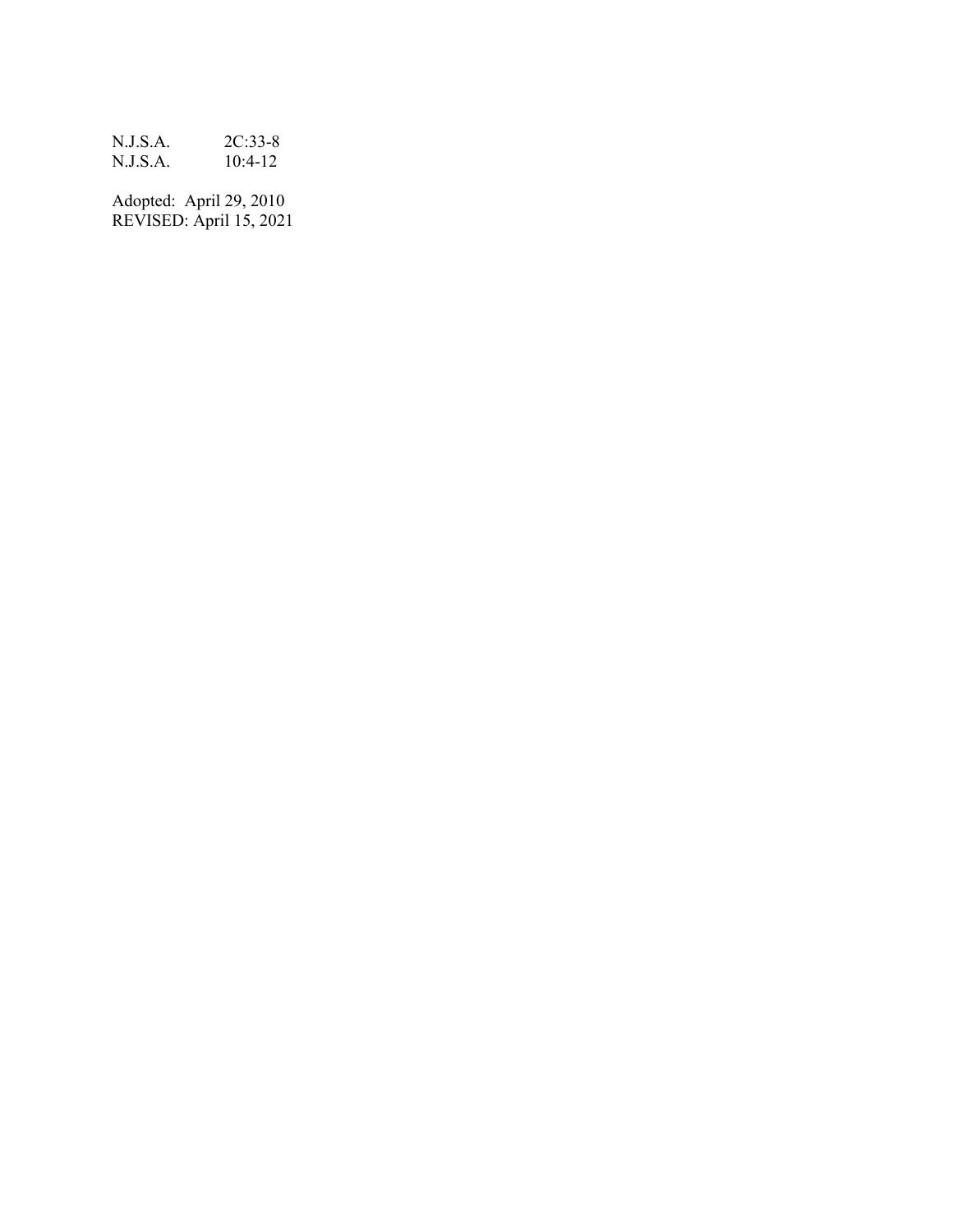N.J.S.A. 2C:33-8
N.J.S.A. 10:4-12

Adopted: April 29, 2010
REVISED: April 15, 2021